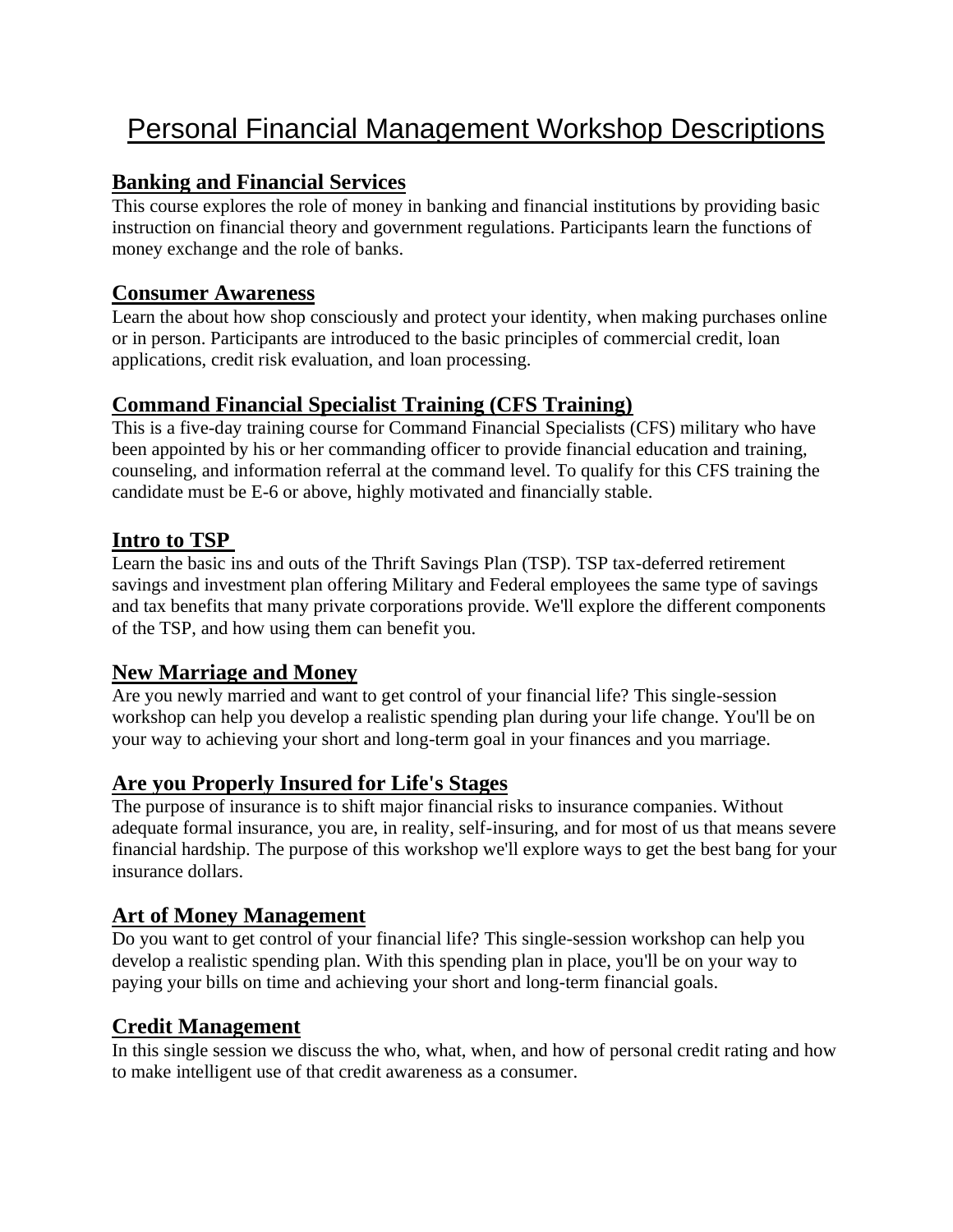# Personal Financial Management Workshop Descriptions

## Banking and Financial Services

This course explores the role of money in banking and financial institutions by providing basic instruction on financial theory and government regulations. Participants learn the functions of money exchange and the role of banks.

## Consumer Awareness

Learn the about how shop consciously and protect your identity, when making purchases online or in person. Participants are introduced to the basic principles of commercial credit, loan applications, credit risk evaluation, and loan processing.

## Command Financial Specialist Training (CFS Training)

This is a five-day training course for Command Financial Specialists (CFS) military who have been appointed by his or her commanding officer to provide financial education and training, counseling, and information referral at the command level. To qualify for this CFS training the candidate must be E-6 or above, highly motivated and financially stable.

## Intro to TSP

Learn the basic ins and outs of the Thrift Savings Plan (TSP). TSP tax-deferred retirement savings and investment plan offering Military and Federal employees the same type of savings and tax benefits that many private corporations provide. We'll explore the different components of the TSP, and how using them can benefit you.

## New Marriage and Money

Are you newly married and want to get control of your financial life? This single-session workshop can help you develop a realistic spending plan during your life change. You'll be on your way to achieving your short and long-term goal in your finances and you marriage.

## Are you Properly Insured for Life's Stages

The purpose of insurance is to shift major financial risks to insurance companies. Without adequate formal insurance, you are, in reality, self-insuring, and for most of us that means severe financial hardship. The purpose of this workshop we'll explore ways to get the best bang for your insurance dollars.

## Art of Money Management

Do you want to get control of your financial life? This single-session workshop can help you develop a realistic spending plan. With this spending plan in place, you'll be on your way to paying your bills on time and achieving your short and long-term financial goals.

## Credit Management

In this single session we discuss the who, what, when, and how of personal credit rating and how to make intelligent use of that credit awareness as a consumer.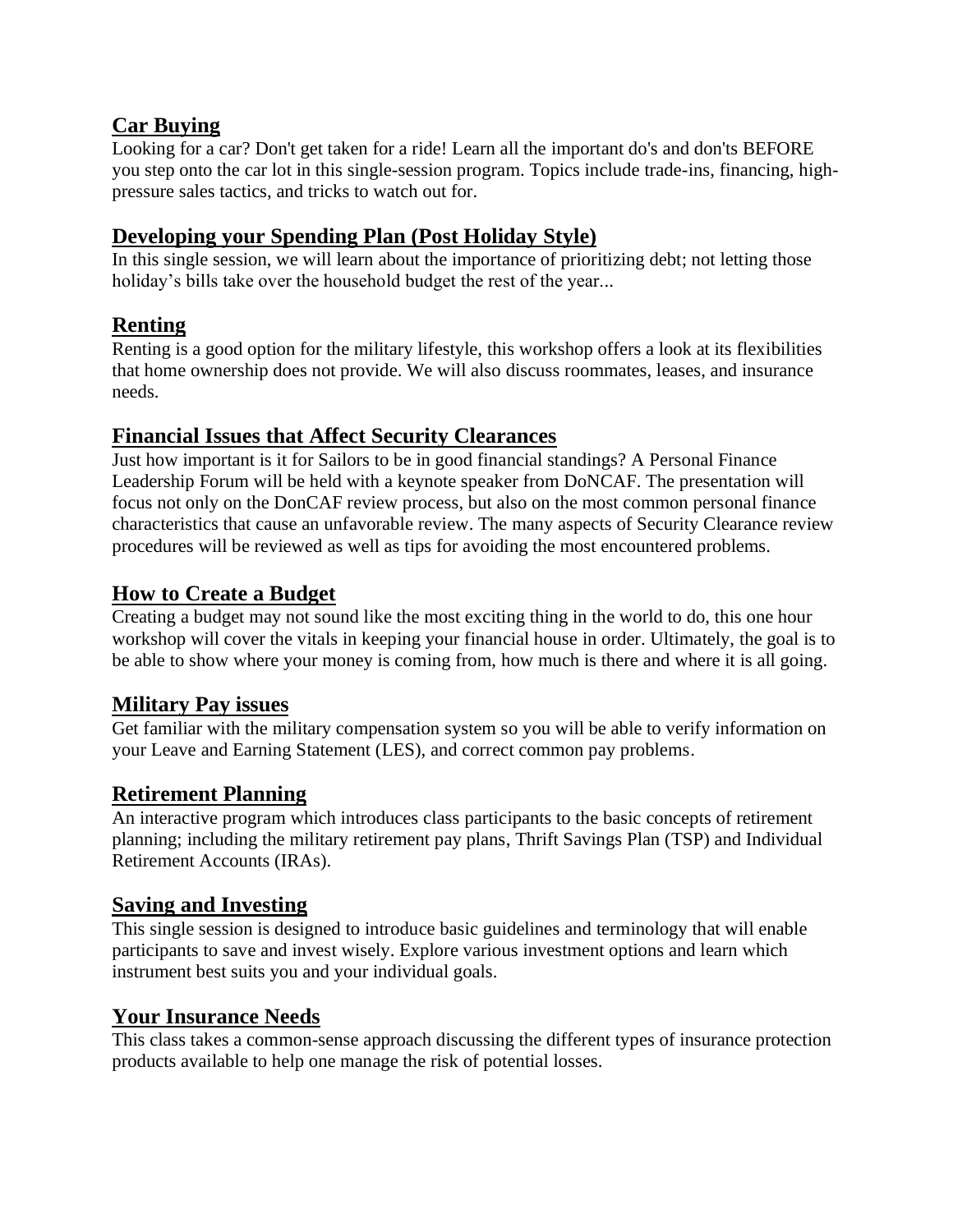## Car Buying

Looking for a car? Don't get taken for a ride! Learn all the important do's and don'ts BEFORE you step onto the car lot in this single-session program. Topics include trade-ins, financing, high-pressure sales tactics, and tricks to watch out for.

## Developing your Spending Plan (Post Holiday Style)

In this single session, we will learn about the importance of prioritizing debt; not letting those holiday's bills take over the household budget the rest of the year...

## Renting

Renting is a good option for the military lifestyle, this workshop offers a look at its flexibilities that home ownership does not provide. We will also discuss roommates, leases, and insurance needs.

## Financial Issues that Affect Security Clearances

Just how important is it for Sailors to be in good financial standings? A Personal Finance Leadership Forum will be held with a keynote speaker from DoNCAF. The presentation will focus not only on the DonCAF review process, but also on the most common personal finance characteristics that cause an unfavorable review. The many aspects of Security Clearance review procedures will be reviewed as well as tips for avoiding the most encountered problems.

## How to Create a Budget

Creating a budget may not sound like the most exciting thing in the world to do, this one hour workshop will cover the vitals in keeping your financial house in order. Ultimately, the goal is to be able to show where your money is coming from, how much is there and where it is all going.

## Military Pay issues

Get familiar with the military compensation system so you will be able to verify information on your Leave and Earning Statement (LES), and correct common pay problems.

## Retirement Planning

An interactive program which introduces class participants to the basic concepts of retirement planning; including the military retirement pay plans, Thrift Savings Plan (TSP) and Individual Retirement Accounts (IRAs).

## Saving and Investing

This single session is designed to introduce basic guidelines and terminology that will enable participants to save and invest wisely. Explore various investment options and learn which instrument best suits you and your individual goals.

## Your Insurance Needs

This class takes a common-sense approach discussing the different types of insurance protection products available to help one manage the risk of potential losses.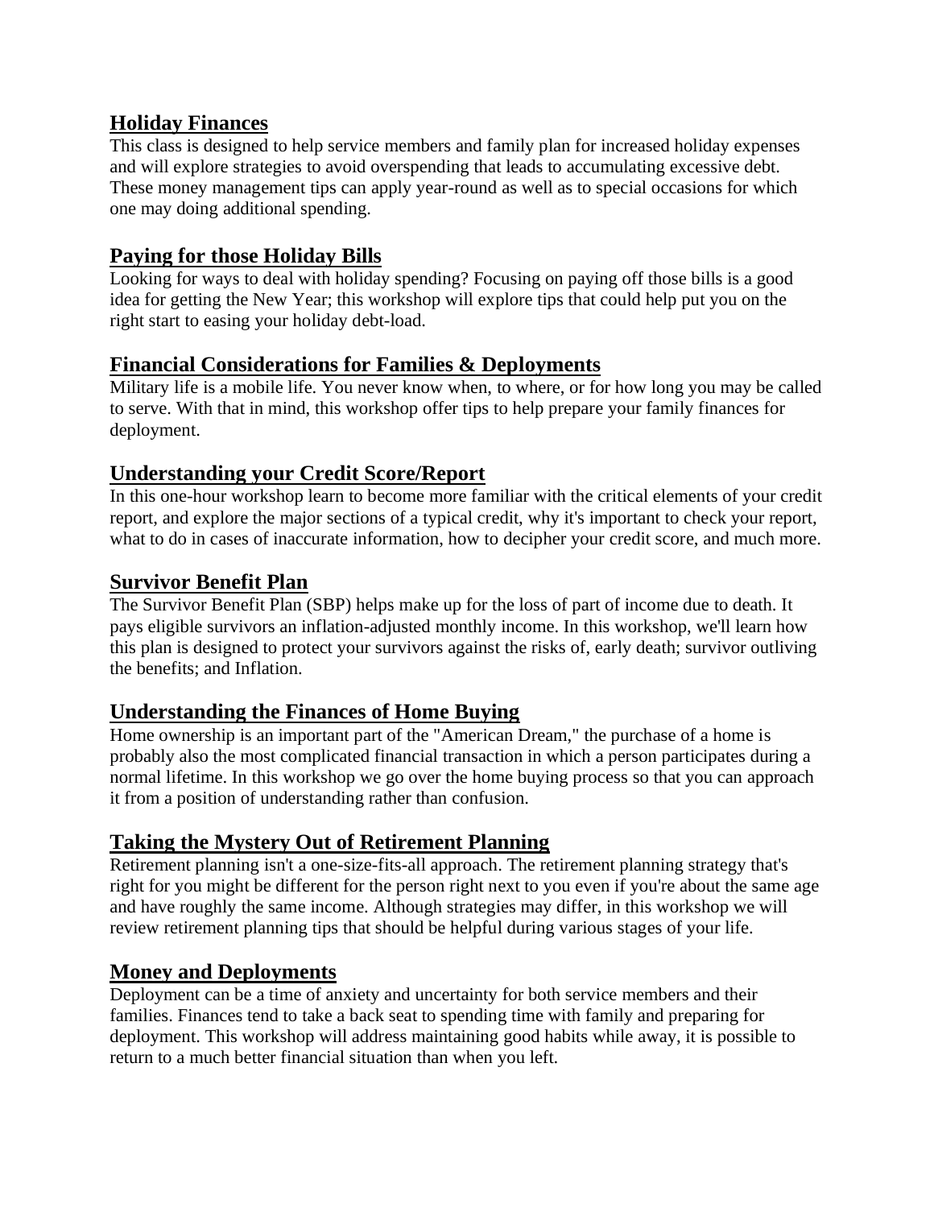## Holiday Finances

This class is designed to help service members and family plan for increased holiday expenses and will explore strategies to avoid overspending that leads to accumulating excessive debt. These money management tips can apply year-round as well as to special occasions for which one may doing additional spending.

## Paying for those Holiday Bills

Looking for ways to deal with holiday spending? Focusing on paying off those bills is a good idea for getting the New Year; this workshop will explore tips that could help put you on the right start to easing your holiday debt-load.

## Financial Considerations for Families & Deployments

Military life is a mobile life. You never know when, to where, or for how long you may be called to serve. With that in mind, this workshop offer tips to help prepare your family finances for deployment.

## Understanding your Credit Score/Report

In this one-hour workshop learn to become more familiar with the critical elements of your credit report, and explore the major sections of a typical credit, why it's important to check your report, what to do in cases of inaccurate information, how to decipher your credit score, and much more.

## Survivor Benefit Plan

The Survivor Benefit Plan (SBP) helps make up for the loss of part of income due to death. It pays eligible survivors an inflation-adjusted monthly income. In this workshop, we'll learn how this plan is designed to protect your survivors against the risks of, early death; survivor outliving the benefits; and Inflation.

## Understanding the Finances of Home Buying

Home ownership is an important part of the "American Dream," the purchase of a home is probably also the most complicated financial transaction in which a person participates during a normal lifetime. In this workshop we go over the home buying process so that you can approach it from a position of understanding rather than confusion.

## Taking the Mystery Out of Retirement Planning

Retirement planning isn't a one-size-fits-all approach. The retirement planning strategy that's right for you might be different for the person right next to you even if you're about the same age and have roughly the same income. Although strategies may differ, in this workshop we will review retirement planning tips that should be helpful during various stages of your life.

## Money and Deployments

Deployment can be a time of anxiety and uncertainty for both service members and their families. Finances tend to take a back seat to spending time with family and preparing for deployment. This workshop will address maintaining good habits while away, it is possible to return to a much better financial situation than when you left.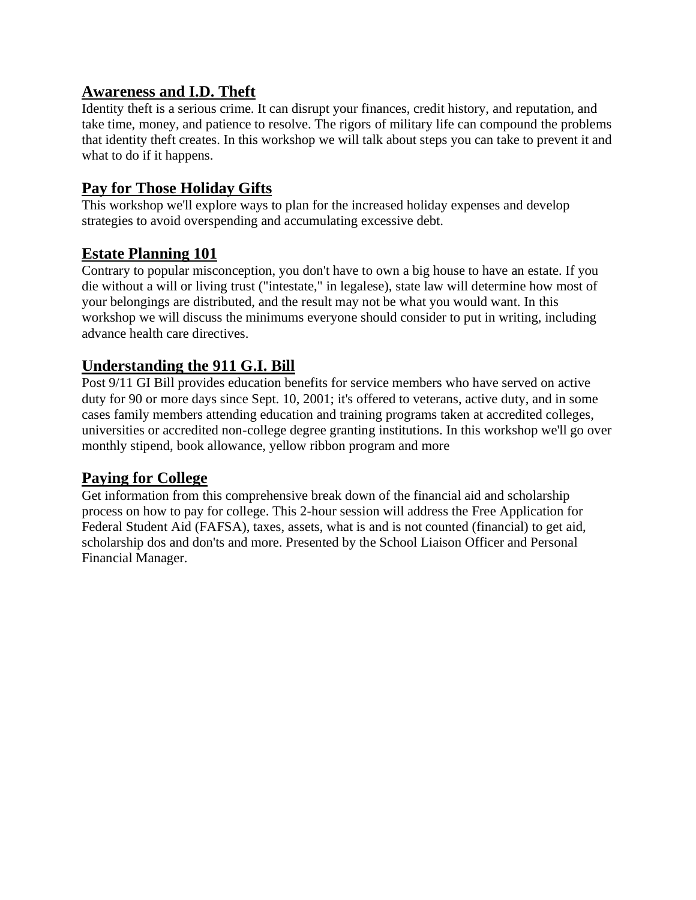## Awareness and I.D. Theft

Identity theft is a serious crime. It can disrupt your finances, credit history, and reputation, and take time, money, and patience to resolve. The rigors of military life can compound the problems that identity theft creates. In this workshop we will talk about steps you can take to prevent it and what to do if it happens.

## Pay for Those Holiday Gifts

This workshop we'll explore ways to plan for the increased holiday expenses and develop strategies to avoid overspending and accumulating excessive debt.

## Estate Planning 101

Contrary to popular misconception, you don't have to own a big house to have an estate. If you die without a will or living trust ("intestate," in legalese), state law will determine how most of your belongings are distributed, and the result may not be what you would want. In this workshop we will discuss the minimums everyone should consider to put in writing, including advance health care directives.

## Understanding the 911 G.I. Bill

Post 9/11 GI Bill provides education benefits for service members who have served on active duty for 90 or more days since Sept. 10, 2001; it's offered to veterans, active duty, and in some cases family members attending education and training programs taken at accredited colleges, universities or accredited non-college degree granting institutions. In this workshop we'll go over monthly stipend, book allowance, yellow ribbon program and more

## Paying for College

Get information from this comprehensive break down of the financial aid and scholarship process on how to pay for college. This 2-hour session will address the Free Application for Federal Student Aid (FAFSA), taxes, assets, what is and is not counted (financial) to get aid, scholarship dos and don'ts and more. Presented by the School Liaison Officer and Personal Financial Manager.